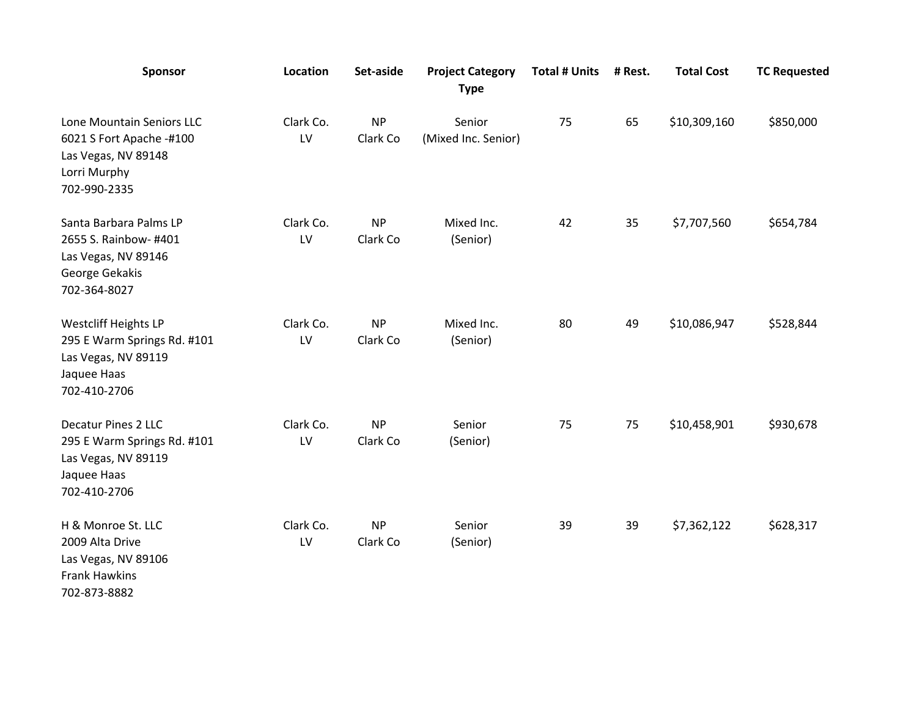| Sponsor | Location | Set-aside | Project Category Type | Total # Units | # Rest. | Total Cost | TC Requested |
|---|---|---|---|---|---|---|---|
| Lone Mountain Seniors LLC<br>6021 S Fort Apache -#100<br>Las Vegas, NV 89148<br>Lorri Murphy<br>702-990-2335 | Clark Co.<br>LV | NP<br>Clark Co | Senior<br>(Mixed Inc. Senior) | 75 | 65 | $10,309,160 | $850,000 |
| Santa Barbara Palms LP<br>2655 S. Rainbow- #401<br>Las Vegas, NV 89146<br>George Gekakis<br>702-364-8027 | Clark Co.<br>LV | NP<br>Clark Co | Mixed Inc.<br>(Senior) | 42 | 35 | $7,707,560 | $654,784 |
| Westcliff Heights LP<br>295 E Warm Springs Rd. #101<br>Las Vegas, NV 89119<br>Jaquee Haas<br>702-410-2706 | Clark Co.<br>LV | NP<br>Clark Co | Mixed Inc.<br>(Senior) | 80 | 49 | $10,086,947 | $528,844 |
| Decatur Pines 2 LLC<br>295 E Warm Springs Rd. #101<br>Las Vegas, NV 89119<br>Jaquee Haas<br>702-410-2706 | Clark Co.<br>LV | NP<br>Clark Co | Senior<br>(Senior) | 75 | 75 | $10,458,901 | $930,678 |
| H & Monroe St. LLC<br>2009 Alta Drive<br>Las Vegas, NV 89106<br>Frank Hawkins<br>702-873-8882 | Clark Co.<br>LV | NP<br>Clark Co | Senior<br>(Senior) | 39 | 39 | $7,362,122 | $628,317 |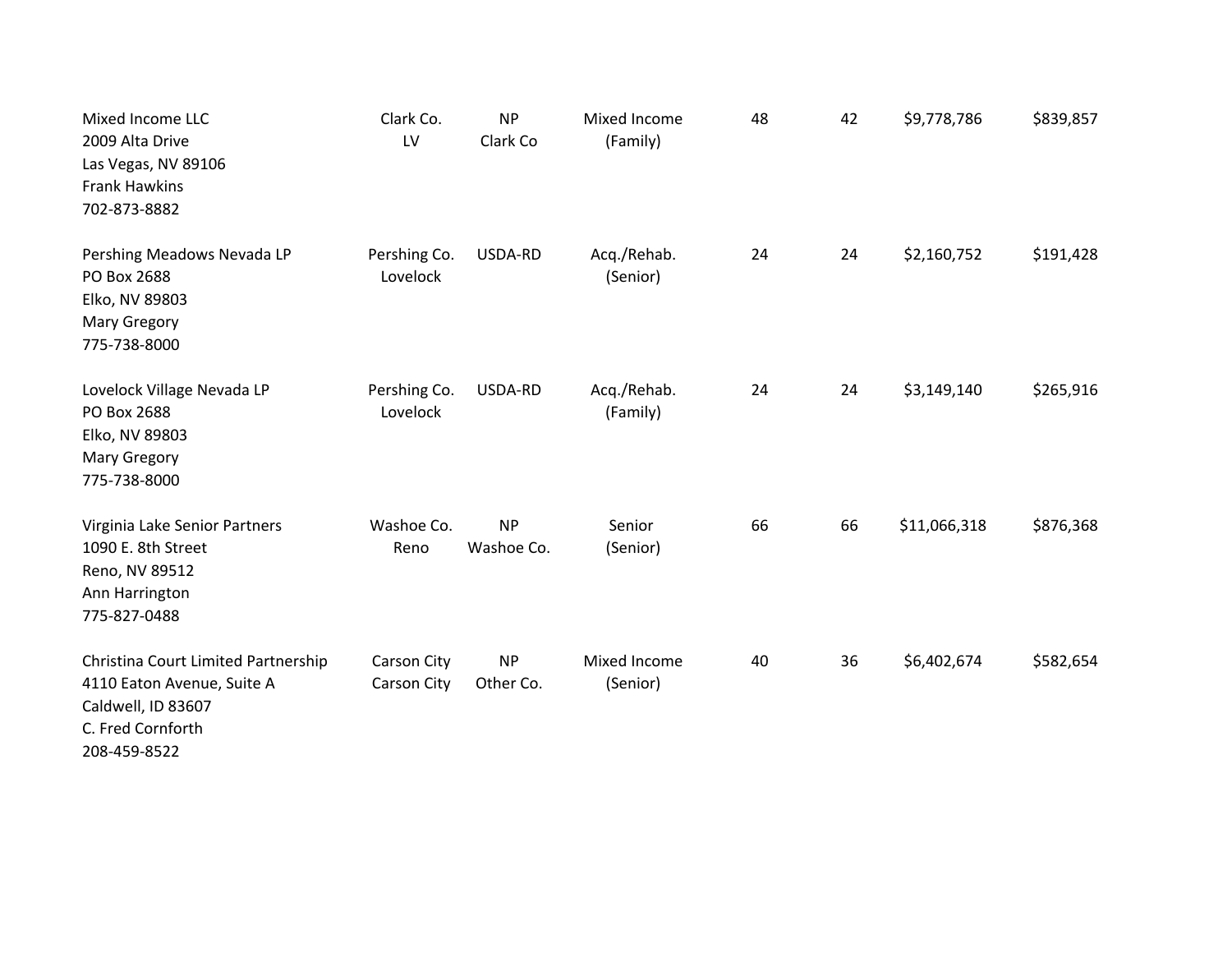| | | | | | | | |
|---|---|---|---|---|---|---|---|
| Mixed Income LLC<br>2009 Alta Drive<br>Las Vegas, NV 89106<br>Frank Hawkins<br>702-873-8882 | Clark Co.<br>LV | NP<br>Clark Co | Mixed Income<br>(Family) | 48 | 42 | $9,778,786 | $839,857 |
| Pershing Meadows Nevada LP<br>PO Box 2688<br>Elko, NV 89803<br>Mary Gregory<br>775-738-8000 | Pershing Co.<br>Lovelock | USDA-RD | Acq./Rehab.<br>(Senior) | 24 | 24 | $2,160,752 | $191,428 |
| Lovelock Village Nevada LP<br>PO Box 2688<br>Elko, NV 89803<br>Mary Gregory<br>775-738-8000 | Pershing Co.<br>Lovelock | USDA-RD | Acq./Rehab.<br>(Family) | 24 | 24 | $3,149,140 | $265,916 |
| Virginia Lake Senior Partners<br>1090 E. 8th Street<br>Reno, NV 89512<br>Ann Harrington<br>775-827-0488 | Washoe Co.<br>Reno | NP<br>Washoe Co. | Senior<br>(Senior) | 66 | 66 | $11,066,318 | $876,368 |
| Christina Court Limited Partnership<br>4110 Eaton Avenue, Suite A<br>Caldwell, ID 83607<br>C. Fred Cornforth<br>208-459-8522 | Carson City<br>Carson City | NP<br>Other Co. | Mixed Income<br>(Senior) | 40 | 36 | $6,402,674 | $582,654 |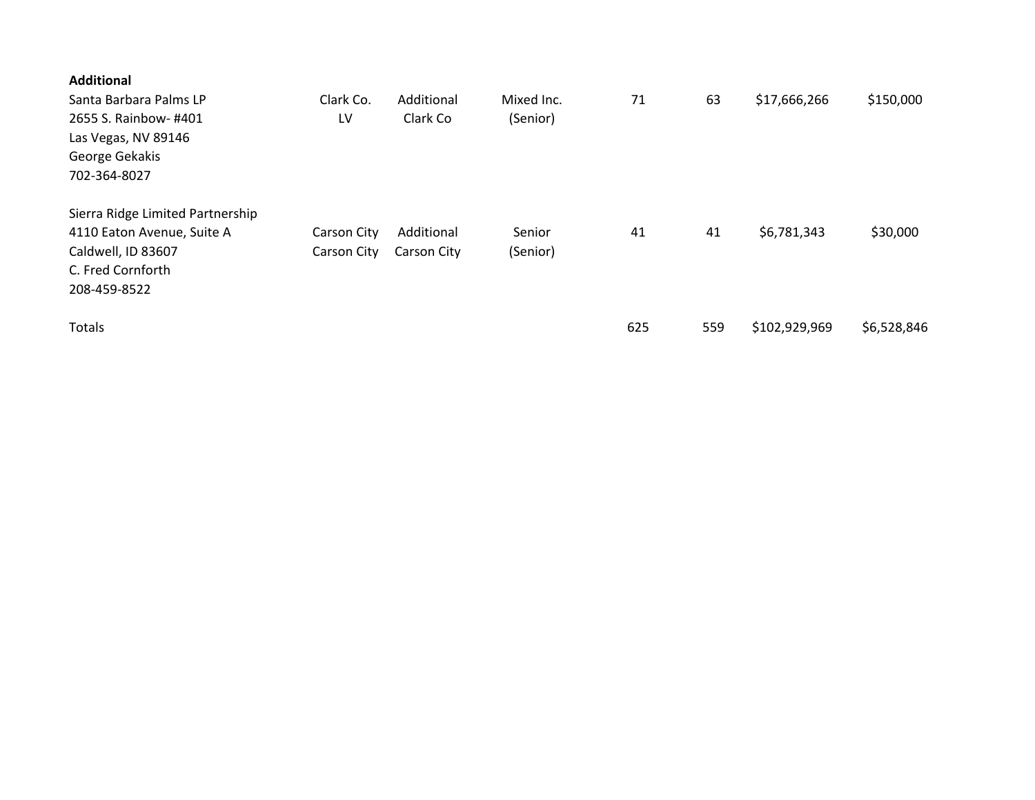| | | | | | | | |
|---|---|---|---|---|---|---|---|
| **Additional** | | | | | | | |
| Santa Barbara Palms LP<br>2655 S. Rainbow- #401<br>Las Vegas, NV 89146<br>George Gekakis<br>702-364-8027 | Clark Co.<br>LV | Additional<br>Clark Co | Mixed Inc.<br>(Senior) | 71 | 63 | $17,666,266 | $150,000 |
| Sierra Ridge Limited Partnership<br>4110 Eaton Avenue, Suite A<br>Caldwell, ID 83607<br>C. Fred Cornforth<br>208-459-8522 | Carson City<br>Carson City | Additional<br>Carson City | Senior<br>(Senior) | 41 | 41 | $6,781,343 | $30,000 |
| Totals | | | | 625 | 559 | $102,929,969 | $6,528,846 |